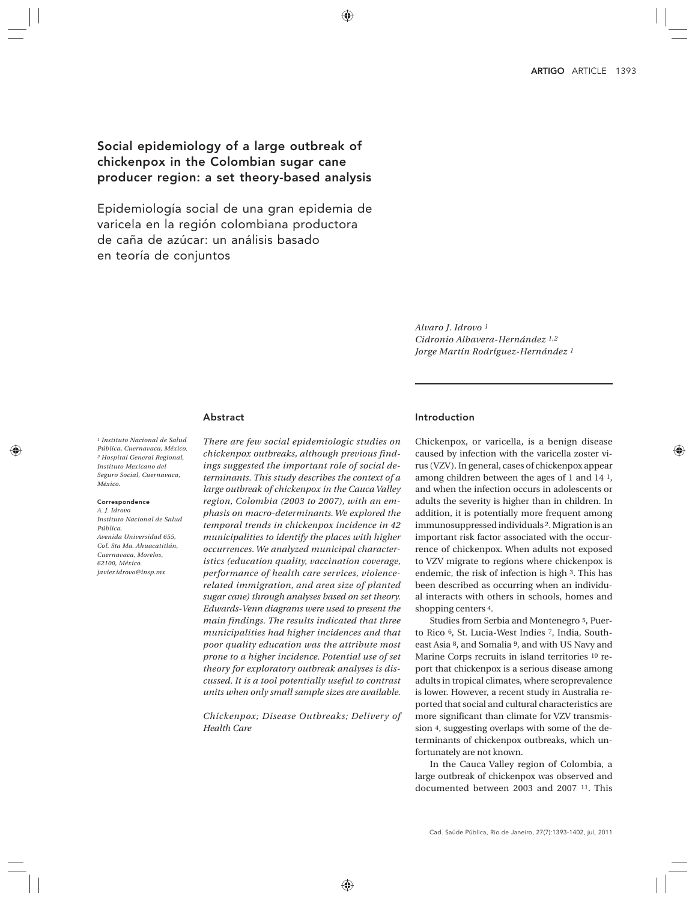# Social epidemiology of a large outbreak of chickenpox in the Colombian sugar cane producer region: a set theory-based analysis

## Epidemiología social de una gran epidemia de varicela en la región colombiana productora de caña de azúcar: un análisis basado en teoría de conjuntos

*Alvaro J. Idrovo* [1]
*Cidronio Albavera-Hernández* [1,2]
*Jorge Martín Rodríguez-Hernández* [1]

*[1] Instituto Nacional de Salud Pública, Cuernavaca, México.*
*[2] Hospital General Regional, Instituto Mexicano del Seguro Social, Cuernavaca, México.*

**Correspondence**
*A. J. Idrovo*
*Instituto Nacional de Salud Pública.*
*Avenida Universidad 655, Col. Sta Ma. Ahuacatitlán, Cuernavaca, Morelos, 62100, México.*
*javier.idrovo@insp.mx*

## Abstract

*There are few social epidemiologic studies on chickenpox outbreaks, although previous findings suggested the important role of social determinants. This study describes the context of a large outbreak of chickenpox in the Cauca Valley region, Colombia (2003 to 2007), with an emphasis on macro-determinants. We explored the temporal trends in chickenpox incidence in 42 municipalities to identify the places with higher occurrences. We analyzed municipal characteristics (education quality, vaccination coverage, performance of health care services, violence-related immigration, and area size of planted sugar cane) through analyses based on set theory. Edwards-Venn diagrams were used to present the main findings. The results indicated that three municipalities had higher incidences and that poor quality education was the attribute most prone to a higher incidence. Potential use of set theory for exploratory outbreak analyses is discussed. It is a tool potentially useful to contrast units when only small sample sizes are available.*

*Chickenpox; Disease Outbreaks; Delivery of Health Care*

## Introduction

Chickenpox, or varicella, is a benign disease caused by infection with the varicella zoster virus (VZV). In general, cases of chickenpox appear among children between the ages of 1 and 14 [1], and when the infection occurs in adolescents or adults the severity is higher than in children. In addition, it is potentially more frequent among immunosuppressed individuals [2]. Migration is an important risk factor associated with the occurrence of chickenpox. When adults not exposed to VZV migrate to regions where chickenpox is endemic, the risk of infection is high [3]. This has been described as occurring when an individual interacts with others in schools, homes and shopping centers [4].

Studies from Serbia and Montenegro [5], Puerto Rico [6], St. Lucia-West Indies [7], India, Southeast Asia [8], and Somalia [9], and with US Navy and Marine Corps recruits in island territories [10] report that chickenpox is a serious disease among adults in tropical climates, where seroprevalence is lower. However, a recent study in Australia reported that social and cultural characteristics are more significant than climate for VZV transmission [4], suggesting overlaps with some of the determinants of chickenpox outbreaks, which unfortunately are not known.

In the Cauca Valley region of Colombia, a large outbreak of chickenpox was observed and documented between 2003 and 2007 [11]. This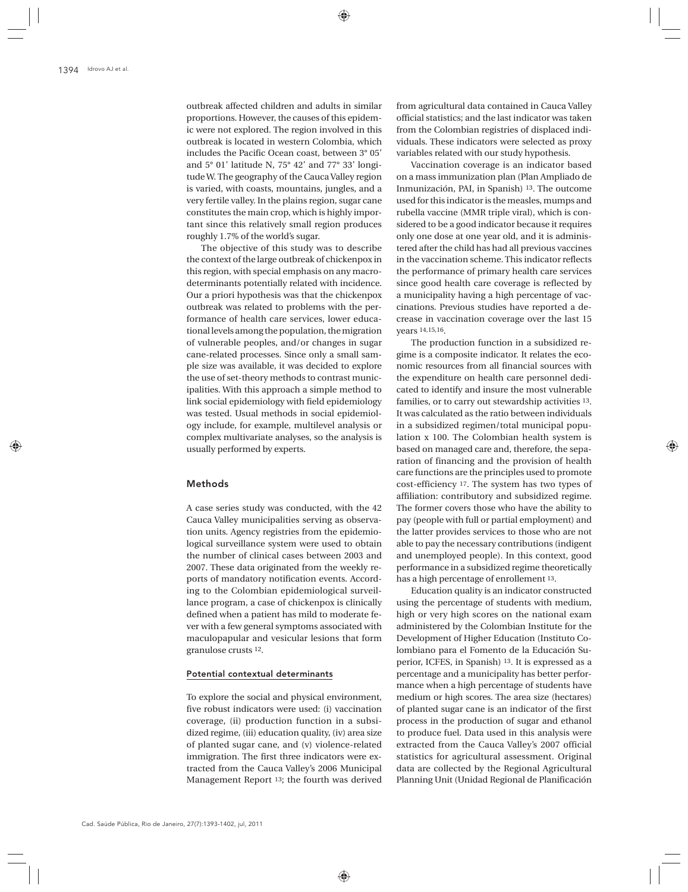outbreak affected children and adults in similar proportions. However, the causes of this epidemic were not explored. The region involved in this outbreak is located in western Colombia, which includes the Pacific Ocean coast, between 3° 05' and 5° 01' latitude N, 75° 42' and 77° 33' longitude W. The geography of the Cauca Valley region is varied, with coasts, mountains, jungles, and a very fertile valley. In the plains region, sugar cane constitutes the main crop, which is highly important since this relatively small region produces roughly 1.7% of the world's sugar.

The objective of this study was to describe the context of the large outbreak of chickenpox in this region, with special emphasis on any macrodeterminants potentially related with incidence. Our a priori hypothesis was that the chickenpox outbreak was related to problems with the performance of health care services, lower educational levels among the population, the migration of vulnerable peoples, and/or changes in sugar cane-related processes. Since only a small sample size was available, it was decided to explore the use of set-theory methods to contrast municipalities. With this approach a simple method to link social epidemiology with field epidemiology was tested. Usual methods in social epidemiology include, for example, multilevel analysis or complex multivariate analyses, so the analysis is usually performed by experts.

## Methods

A case series study was conducted, with the 42 Cauca Valley municipalities serving as observation units. Agency registries from the epidemiological surveillance system were used to obtain the number of clinical cases between 2003 and 2007. These data originated from the weekly reports of mandatory notification events. According to the Colombian epidemiological surveillance program, a case of chickenpox is clinically defined when a patient has mild to moderate fever with a few general symptoms associated with maculopapular and vesicular lesions that form granulose crusts [12].

### Potential contextual determinants

To explore the social and physical environment, five robust indicators were used: (i) vaccination coverage, (ii) production function in a subsidized regime, (iii) education quality, (iv) area size of planted sugar cane, and (v) violence-related immigration. The first three indicators were extracted from the Cauca Valley's 2006 Municipal Management Report [13]; the fourth was derived from agricultural data contained in Cauca Valley official statistics; and the last indicator was taken from the Colombian registries of displaced individuals. These indicators were selected as proxy variables related with our study hypothesis.

Vaccination coverage is an indicator based on a mass immunization plan (Plan Ampliado de Inmunización, PAI, in Spanish) [13]. The outcome used for this indicator is the measles, mumps and rubella vaccine (MMR triple viral), which is considered to be a good indicator because it requires only one dose at one year old, and it is administered after the child has had all previous vaccines in the vaccination scheme. This indicator reflects the performance of primary health care services since good health care coverage is reflected by a municipality having a high percentage of vaccinations. Previous studies have reported a decrease in vaccination coverage over the last 15 years [14,15,16].

The production function in a subsidized regime is a composite indicator. It relates the economic resources from all financial sources with the expenditure on health care personnel dedicated to identify and insure the most vulnerable families, or to carry out stewardship activities [13]. It was calculated as the ratio between individuals in a subsidized regimen/total municipal population x 100. The Colombian health system is based on managed care and, therefore, the separation of financing and the provision of health care functions are the principles used to promote cost-efficiency [17]. The system has two types of affiliation: contributory and subsidized regime. The former covers those who have the ability to pay (people with full or partial employment) and the latter provides services to those who are not able to pay the necessary contributions (indigent and unemployed people). In this context, good performance in a subsidized regime theoretically has a high percentage of enrollement [13].

Education quality is an indicator constructed using the percentage of students with medium, high or very high scores on the national exam administered by the Colombian Institute for the Development of Higher Education (Instituto Colombiano para el Fomento de la Educación Superior, ICFES, in Spanish) [13]. It is expressed as a percentage and a municipality has better performance when a high percentage of students have medium or high scores. The area size (hectares) of planted sugar cane is an indicator of the first process in the production of sugar and ethanol to produce fuel. Data used in this analysis were extracted from the Cauca Valley's 2007 official statistics for agricultural assessment. Original data are collected by the Regional Agricultural Planning Unit (Unidad Regional de Planificación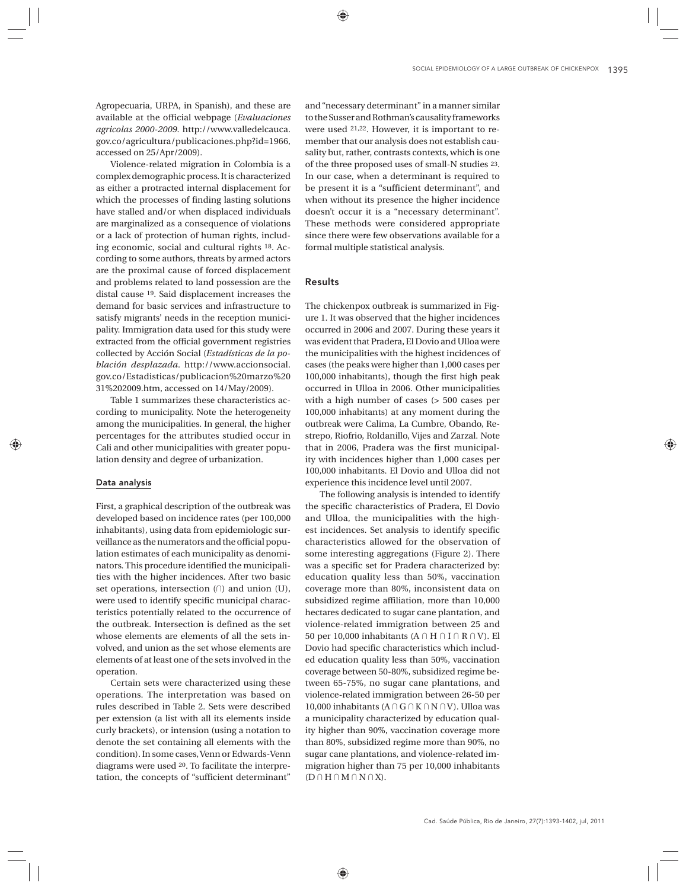Agropecuaria, URPA, in Spanish), and these are available at the official webpage (*Evaluaciones agricolas 2000-2009*. http://www.valledelcauca.gov.co/agricultura/publicaciones.php?id=1966, accessed on 25/Apr/2009).

Violence-related migration in Colombia is a complex demographic process. It is characterized as either a protracted internal displacement for which the processes of finding lasting solutions have stalled and/or when displaced individuals are marginalized as a consequence of violations or a lack of protection of human rights, including economic, social and cultural rights [18]. According to some authors, threats by armed actors are the proximal cause of forced displacement and problems related to land possession are the distal cause [19]. Said displacement increases the demand for basic services and infrastructure to satisfy migrants' needs in the reception municipality. Immigration data used for this study were extracted from the official government registries collected by Acción Social (*Estadísticas de la población desplazada*. http://www.accionsocial.gov.co/Estadisticas/publicacion%20marzo%2031%202009.htm, accessed on 14/May/2009).

Table 1 summarizes these characteristics according to municipality. Note the heterogeneity among the municipalities. In general, the higher percentages for the attributes studied occur in Cali and other municipalities with greater population density and degree of urbanization.

### Data analysis

First, a graphical description of the outbreak was developed based on incidence rates (per 100,000 inhabitants), using data from epidemiologic surveillance as the numerators and the official population estimates of each municipality as denominators. This procedure identified the municipalities with the higher incidences. After two basic set operations, intersection (∩) and union (U), were used to identify specific municipal characteristics potentially related to the occurrence of the outbreak. Intersection is defined as the set whose elements are elements of all the sets involved, and union as the set whose elements are elements of at least one of the sets involved in the operation.

Certain sets were characterized using these operations. The interpretation was based on rules described in Table 2. Sets were described per extension (a list with all its elements inside curly brackets), or intension (using a notation to denote the set containing all elements with the condition). In some cases, Venn or Edwards-Venn diagrams were used [20]. To facilitate the interpretation, the concepts of "sufficient determinant" and "necessary determinant" in a manner similar to the Susser and Rothman's causality frameworks were used [21,22]. However, it is important to remember that our analysis does not establish causality but, rather, contrasts contexts, which is one of the three proposed uses of small-N studies [23]. In our case, when a determinant is required to be present it is a "sufficient determinant", and when without its presence the higher incidence doesn't occur it is a "necessary determinant". These methods were considered appropriate since there were few observations available for a formal multiple statistical analysis.

## Results

The chickenpox outbreak is summarized in Figure 1. It was observed that the higher incidences occurred in 2006 and 2007. During these years it was evident that Pradera, El Dovio and Ulloa were the municipalities with the highest incidences of cases (the peaks were higher than 1,000 cases per 100,000 inhabitants), though the first high peak occurred in Ulloa in 2006. Other municipalities with a high number of cases (> 500 cases per 100,000 inhabitants) at any moment during the outbreak were Calima, La Cumbre, Obando, Restrepo, Riofrio, Roldanillo, Vijes and Zarzal. Note that in 2006, Pradera was the first municipality with incidences higher than 1,000 cases per 100,000 inhabitants. El Dovio and Ulloa did not experience this incidence level until 2007.

The following analysis is intended to identify the specific characteristics of Pradera, El Dovio and Ulloa, the municipalities with the highest incidences. Set analysis to identify specific characteristics allowed for the observation of some interesting aggregations (Figure 2). There was a specific set for Pradera characterized by: education quality less than 50%, vaccination coverage more than 80%, inconsistent data on subsidized regime affiliation, more than 10,000 hectares dedicated to sugar cane plantation, and violence-related immigration between 25 and 50 per 10,000 inhabitants ($A \cap H \cap I \cap R \cap V$). El Dovio had specific characteristics which included education quality less than 50%, vaccination coverage between 50-80%, subsidized regime between 65-75%, no sugar cane plantations, and violence-related immigration between 26-50 per 10,000 inhabitants ($A \cap G \cap K \cap N \cap V$). Ulloa was a municipality characterized by education quality higher than 90%, vaccination coverage more than 80%, subsidized regime more than 90%, no sugar cane plantations, and violence-related immigration higher than 75 per 10,000 inhabitants ($D \cap H \cap M \cap N \cap X$).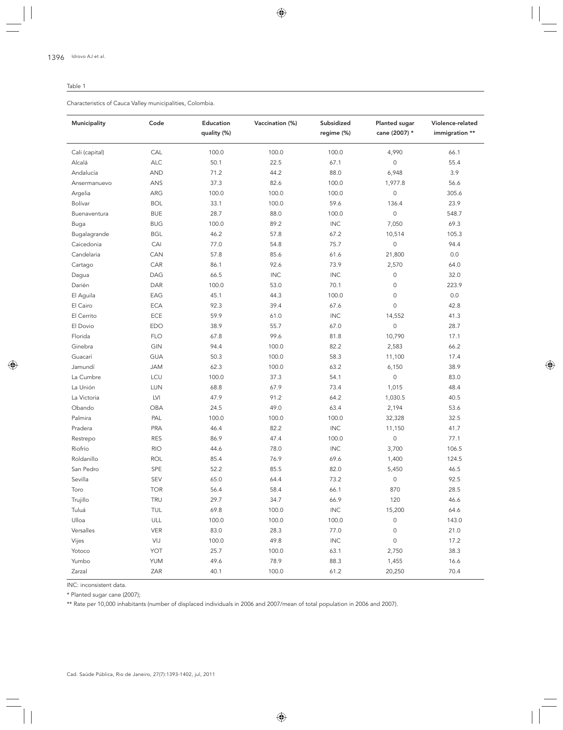Table 1

Characteristics of Cauca Valley municipalities, Colombia.

| Municipality | Code | Education quality (%) | Vaccination (%) | Subsidized regime (%) | Planted sugar cane (2007) * | Violence-related immigration ** |
|---|---|---|---|---|---|---|
| Cali (capital) | CAL | 100.0 | 100.0 | 100.0 | 4,990 | 66.1 |
| Alcalá | ALC | 50.1 | 22.5 | 67.1 | 0 | 55.4 |
| Andalucía | AND | 71.2 | 44.2 | 88.0 | 6,948 | 3.9 |
| Ansermanuevo | ANS | 37.3 | 82.6 | 100.0 | 1,977.8 | 56.6 |
| Argelia | ARG | 100.0 | 100.0 | 100.0 | 0 | 305.6 |
| Bolívar | BOL | 33.1 | 100.0 | 59.6 | 136.4 | 23.9 |
| Buenaventura | BUE | 28.7 | 88.0 | 100.0 | 0 | 548.7 |
| Buga | BUG | 100.0 | 89.2 | INC | 7,050 | 69.3 |
| Bugalagrande | BGL | 46.2 | 57.8 | 67.2 | 10,514 | 105.3 |
| Caicedonia | CAI | 77.0 | 54.8 | 75.7 | 0 | 94.4 |
| Candelaria | CAN | 57.8 | 85.6 | 61.6 | 21,800 | 0.0 |
| Cartago | CAR | 86.1 | 92.6 | 73.9 | 2,570 | 64.0 |
| Dagua | DAG | 66.5 | INC | INC | 0 | 32.0 |
| Darién | DAR | 100.0 | 53.0 | 70.1 | 0 | 223.9 |
| El Aguila | EAG | 45.1 | 44.3 | 100.0 | 0 | 0.0 |
| El Cairo | ECA | 92.3 | 39.4 | 67.6 | 0 | 42.8 |
| El Cerrito | ECE | 59.9 | 61.0 | INC | 14,552 | 41.3 |
| El Dovio | EDO | 38.9 | 55.7 | 67.0 | 0 | 28.7 |
| Florida | FLO | 67.8 | 99.6 | 81.8 | 10,790 | 17.1 |
| Ginebra | GIN | 94.4 | 100.0 | 82.2 | 2,583 | 66.2 |
| Guacarí | GUA | 50.3 | 100.0 | 58.3 | 11,100 | 17.4 |
| Jamundí | JAM | 62.3 | 100.0 | 63.2 | 6,150 | 38.9 |
| La Cumbre | LCU | 100.0 | 37.3 | 54.1 | 0 | 83.0 |
| La Unión | LUN | 68.8 | 67.9 | 73.4 | 1,015 | 48.4 |
| La Victoria | LVI | 47.9 | 91.2 | 64.2 | 1,030.5 | 40.5 |
| Obando | OBA | 24.5 | 49.0 | 63.4 | 2,194 | 53.6 |
| Palmira | PAL | 100.0 | 100.0 | 100.0 | 32,328 | 32.5 |
| Pradera | PRA | 46.4 | 82.2 | INC | 11,150 | 41.7 |
| Restrepo | RES | 86.9 | 47.4 | 100.0 | 0 | 77.1 |
| Riofrío | RIO | 44.6 | 78.0 | INC | 3,700 | 106.5 |
| Roldanillo | ROL | 85.4 | 76.9 | 69.6 | 1,400 | 124.5 |
| San Pedro | SPE | 52.2 | 85.5 | 82.0 | 5,450 | 46.5 |
| Sevilla | SEV | 65.0 | 64.4 | 73.2 | 0 | 92.5 |
| Toro | TOR | 56.4 | 58.4 | 66.1 | 870 | 28.5 |
| Trujillo | TRU | 29.7 | 34.7 | 66.9 | 120 | 46.6 |
| Tuluá | TUL | 69.8 | 100.0 | INC | 15,200 | 64.6 |
| Ulloa | ULL | 100.0 | 100.0 | 100.0 | 0 | 143.0 |
| Versalles | VER | 83.0 | 28.3 | 77.0 | 0 | 21.0 |
| Vijes | VIJ | 100.0 | 49.8 | INC | 0 | 17.2 |
| Yotoco | YOT | 25.7 | 100.0 | 63.1 | 2,750 | 38.3 |
| Yumbo | YUM | 49.6 | 78.9 | 88.3 | 1,455 | 16.6 |
| Zarzal | ZAR | 40.1 | 100.0 | 61.2 | 20,250 | 70.4 |

INC: inconsistent data.

* Planted sugar cane (2007);

** Rate per 10,000 inhabitants (number of displaced individuals in 2006 and 2007/mean of total population in 2006 and 2007).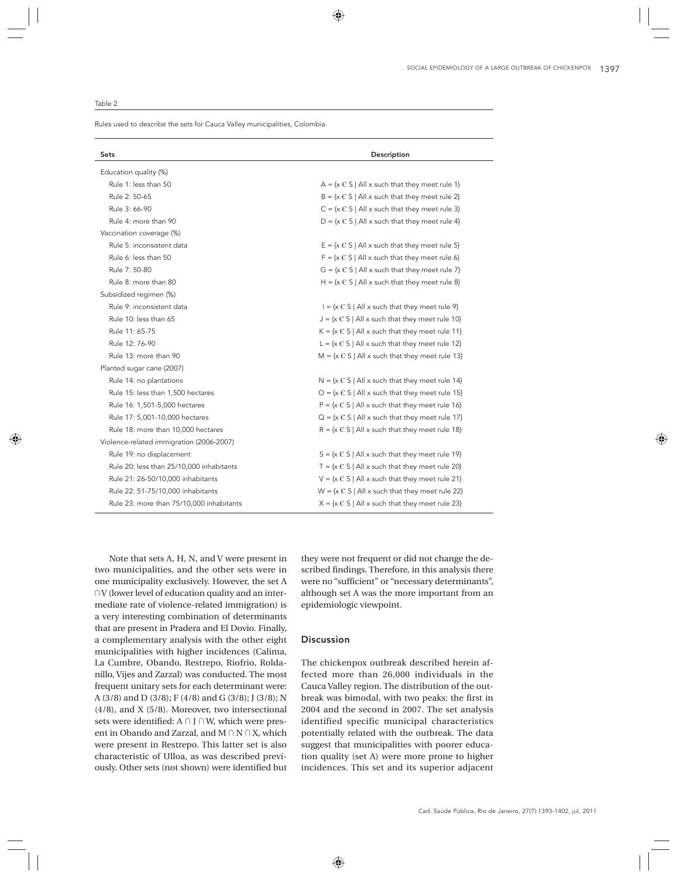Table 2

Rules used to describe the sets for Cauca Valley municipalities, Colombia.

| Sets | Description |
|---|---|
| Education quality (%) | |
| Rule 1: less than 50 | A = {x ∈ S \| All x such that they meet rule 1} |
| Rule 2: 50-65 | B = {x ∈ S \| All x such that they meet rule 2} |
| Rule 3: 66-90 | C = {x ∈ S \| All x such that they meet rule 3} |
| Rule 4: more than 90 | D = {x ∈ S \| All x such that they meet rule 4} |
| Vaccination coverage (%) | |
| Rule 5: inconsistent data | E = {x ∈ S \| All x such that they meet rule 5} |
| Rule 6: less than 50 | F = {x ∈ S \| All x such that they meet rule 6} |
| Rule 7: 50-80 | G = {x ∈ S \| All x such that they meet rule 7} |
| Rule 8: more than 80 | H = {x ∈ S \| All x such that they meet rule 8} |
| Subsidized regimen (%) | |
| Rule 9: inconsistent data | I = {x ∈ S \| All x such that they meet rule 9} |
| Rule 10: less than 65 | J = {x ∈ S \| All x such that they meet rule 10} |
| Rule 11: 65-75 | K = {x ∈ S \| All x such that they meet rule 11} |
| Rule 12: 76-90 | L = {x ∈ S \| All x such that they meet rule 12} |
| Rule 13: more than 90 | M = {x ∈ S \| All x such that they meet rule 13} |
| Planted sugar cane (2007) | |
| Rule 14: no plantations | N = {x ∈ S \| All x such that they meet rule 14} |
| Rule 15: less than 1,500 hectares | O = {x ∈ S \| All x such that they meet rule 15} |
| Rule 16: 1,501-5,000 hectares | P = {x ∈ S \| All x such that they meet rule 16} |
| Rule 17: 5,001-10,000 hectares | Q = {x ∈ S \| All x such that they meet rule 17} |
| Rule 18: more than 10,000 hectares | R = {x ∈ S \| All x such that they meet rule 18} |
| Violence-related immigration (2006-2007) | |
| Rule 19: no displacement | S = {x ∈ S \| All x such that they meet rule 19} |
| Rule 20: less than 25/10,000 inhabitants | T = {x ∈ S \| All x such that they meet rule 20} |
| Rule 21: 26-50/10,000 inhabitants | V = {x ∈ S \| All x such that they meet rule 21} |
| Rule 22: 51-75/10,000 inhabitants | W = {x ∈ S \| All x such that they meet rule 22} |
| Rule 23: more than 75/10,000 inhabitants | X = {x ∈ S \| All x such that they meet rule 23} |

Note that sets A, H, N, and V were present in two municipalities, and the other sets were in one municipality exclusively. However, the set A ∩ V (lower level of education quality and an intermediate rate of violence-related immigration) is a very interesting combination of determinants that are present in Pradera and El Dovio. Finally, a complementary analysis with the other eight municipalities with higher incidences (Calima, La Cumbre, Obando, Restrepo, Riofrio, Roldanillo, Vijes and Zarzal) was conducted. The most frequent unitary sets for each determinant were: A (3/8) and D (3/8); F (4/8) and G (3/8); J (3/8); N (4/8), and X (5/8). Moreover, two intersectional sets were identified: A ∩ J ∩ W, which were present in Obando and Zarzal, and M ∩ N ∩ X, which were present in Restrepo. This latter set is also characteristic of Ulloa, as was described previously. Other sets (not shown) were identified but they were not frequent or did not change the described findings. Therefore, in this analysis there were no "sufficient" or "necessary determinants", although set A was the more important from an epidemiologic viewpoint.

## Discussion

The chickenpox outbreak described herein affected more than 26,000 individuals in the Cauca Valley region. The distribution of the outbreak was bimodal, with two peaks: the first in 2004 and the second in 2007. The set analysis identified specific municipal characteristics potentially related with the outbreak. The data suggest that municipalities with poorer education quality (set A) were more prone to higher incidences. This set and its superior adjacent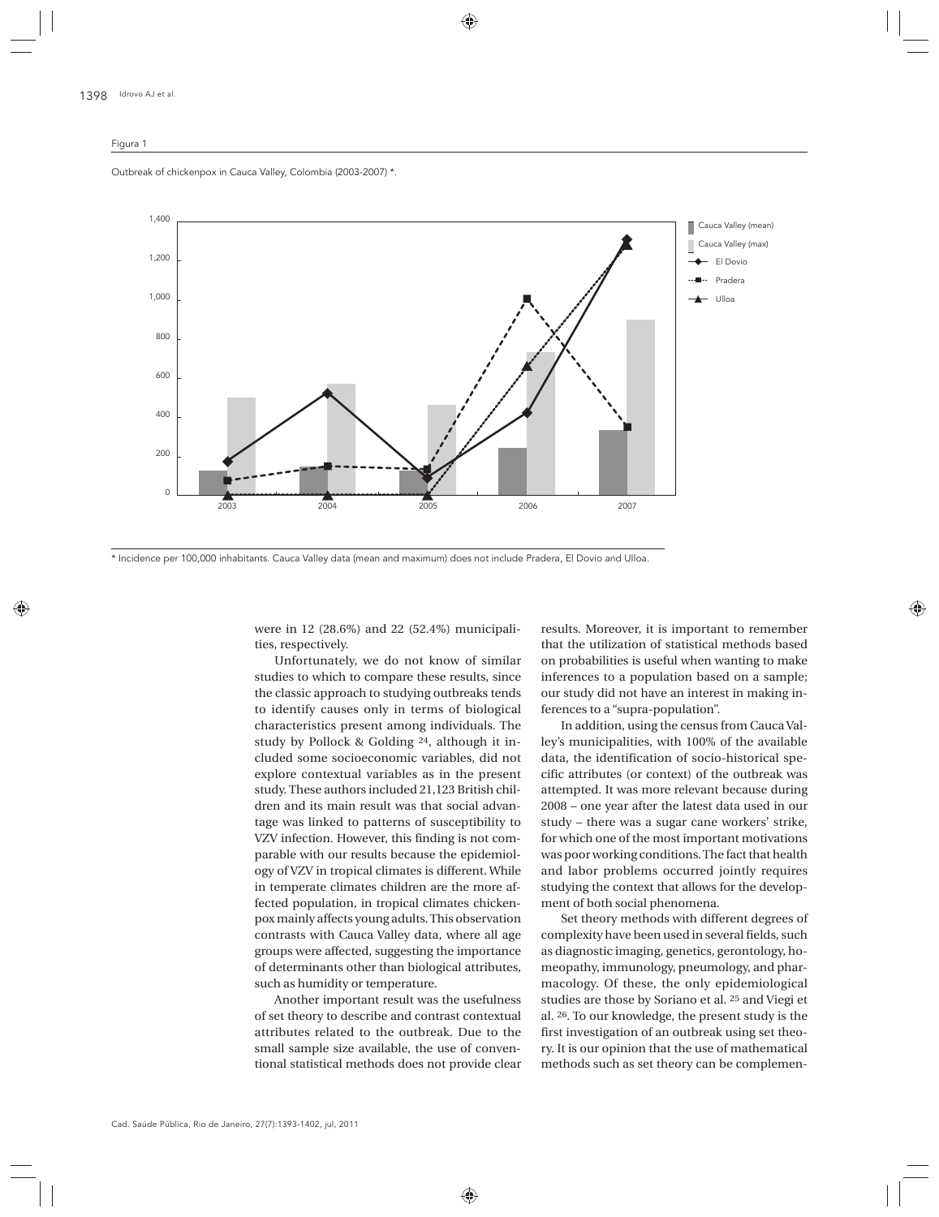Figura 1

Outbreak of chickenpox in Cauca Valley, Colombia (2003-2007) *.

\* Incidence per 100,000 inhabitants. Cauca Valley data (mean and maximum) does not include Pradera, El Dovio and Ulloa.

were in 12 (28.6%) and 22 (52.4%) municipalities, respectively.

Unfortunately, we do not know of similar studies to which to compare these results, since the classic approach to studying outbreaks tends to identify causes only in terms of biological characteristics present among individuals. The study by Pollock & Golding [24], although it included some socioeconomic variables, did not explore contextual variables as in the present study. These authors included 21,123 British children and its main result was that social advantage was linked to patterns of susceptibility to VZV infection. However, this finding is not comparable with our results because the epidemiology of VZV in tropical climates is different. While in temperate climates children are the more affected population, in tropical climates chickenpox mainly affects young adults. This observation contrasts with Cauca Valley data, where all age groups were affected, suggesting the importance of determinants other than biological attributes, such as humidity or temperature.

Another important result was the usefulness of set theory to describe and contrast contextual attributes related to the outbreak. Due to the small sample size available, the use of conventional statistical methods does not provide clear results. Moreover, it is important to remember that the utilization of statistical methods based on probabilities is useful when wanting to make inferences to a population based on a sample; our study did not have an interest in making inferences to a "supra-population".

In addition, using the census from Cauca Valley's municipalities, with 100% of the available data, the identification of socio-historical specific attributes (or context) of the outbreak was attempted. It was more relevant because during 2008 – one year after the latest data used in our study – there was a sugar cane workers' strike, for which one of the most important motivations was poor working conditions. The fact that health and labor problems occurred jointly requires studying the context that allows for the development of both social phenomena.

Set theory methods with different degrees of complexity have been used in several fields, such as diagnostic imaging, genetics, gerontology, homeopathy, immunology, pneumology, and pharmacology. Of these, the only epidemiological studies are those by Soriano et al. [25] and Viegi et al. [26]. To our knowledge, the present study is the first investigation of an outbreak using set theory. It is our opinion that the use of mathematical methods such as set theory can be complemen-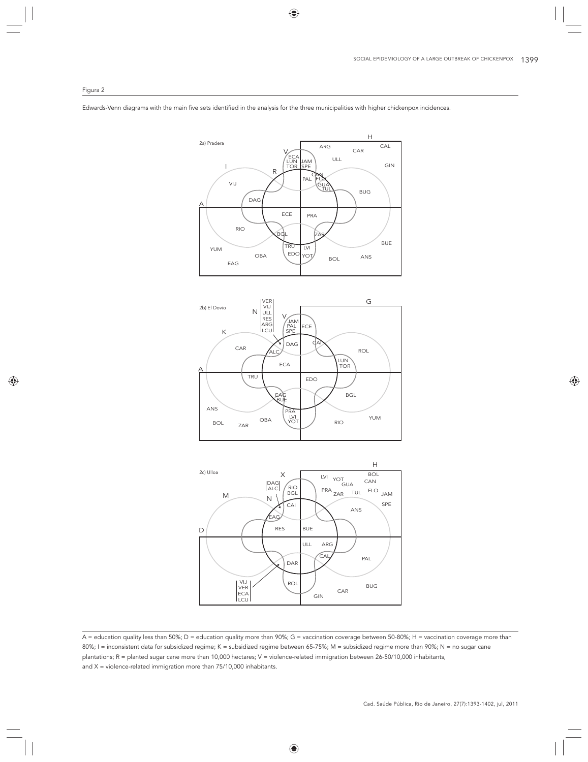Figura 2

Edwards-Venn diagrams with the main five sets identified in the analysis for the three municipalities with higher chickenpox incidences.

A = education quality less than 50%; D = education quality more than 90%; G = vaccination coverage between 50-80%; H = vaccination coverage more than 80%; I = inconsistent data for subsidized regime; K = subsidized regime between 65-75%; M = subsidized regime more than 90%; N = no sugar cane plantations; R = planted sugar cane more than 10,000 hectares; V = violence-related immigration between 26-50/10,000 inhabitants, and X = violence-related immigration more than 75/10,000 inhabitants.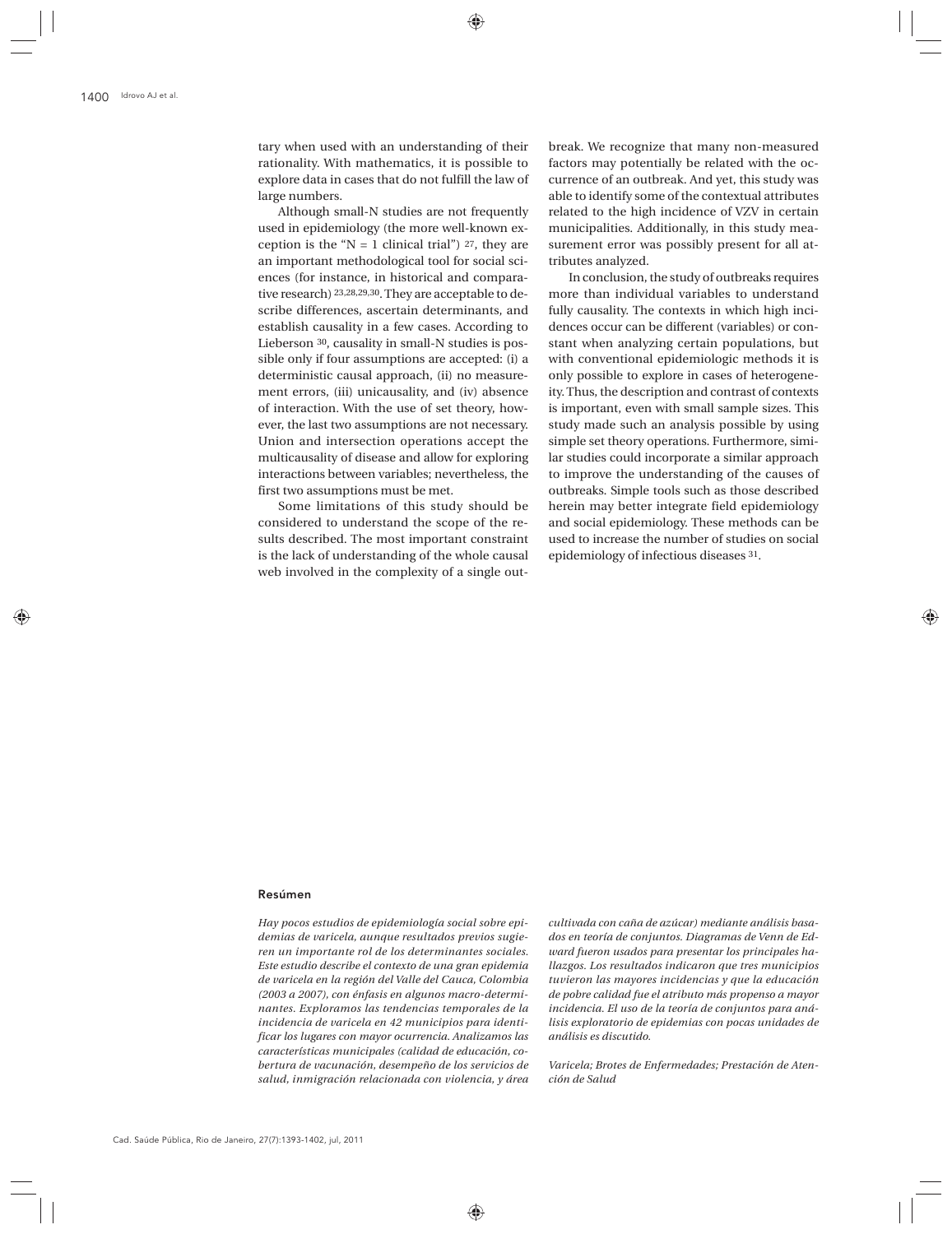tary when used with an understanding of their rationality. With mathematics, it is possible to explore data in cases that do not fulfill the law of large numbers.

Although small-N studies are not frequently used in epidemiology (the more well-known exception is the "N = 1 clinical trial") [27], they are an important methodological tool for social sciences (for instance, in historical and comparative research) [23,28,29,30]. They are acceptable to describe differences, ascertain determinants, and establish causality in a few cases. According to Lieberson [30], causality in small-N studies is possible only if four assumptions are accepted: (i) a deterministic causal approach, (ii) no measurement errors, (iii) unicausality, and (iv) absence of interaction. With the use of set theory, however, the last two assumptions are not necessary. Union and intersection operations accept the multicausality of disease and allow for exploring interactions between variables; nevertheless, the first two assumptions must be met.

Some limitations of this study should be considered to understand the scope of the results described. The most important constraint is the lack of understanding of the whole causal web involved in the complexity of a single outbreak. We recognize that many non-measured factors may potentially be related with the occurrence of an outbreak. And yet, this study was able to identify some of the contextual attributes related to the high incidence of VZV in certain municipalities. Additionally, in this study measurement error was possibly present for all attributes analyzed.

In conclusion, the study of outbreaks requires more than individual variables to understand fully causality. The contexts in which high incidences occur can be different (variables) or constant when analyzing certain populations, but with conventional epidemiologic methods it is only possible to explore in cases of heterogeneity. Thus, the description and contrast of contexts is important, even with small sample sizes. This study made such an analysis possible by using simple set theory operations. Furthermore, similar studies could incorporate a similar approach to improve the understanding of the causes of outbreaks. Simple tools such as those described herein may better integrate field epidemiology and social epidemiology. These methods can be used to increase the number of studies on social epidemiology of infectious diseases [31].

## Resúmen

*Hay pocos estudios de epidemiología social sobre epidemias de varicela, aunque resultados previos sugieren un importante rol de los determinantes sociales. Este estudio describe el contexto de una gran epidemia de varicela en la región del Valle del Cauca, Colombia (2003 a 2007), con énfasis en algunos macro-determinantes. Exploramos las tendencias temporales de la incidencia de varicela en 42 municipios para identificar los lugares con mayor ocurrencia. Analizamos las características municipales (calidad de educación, cobertura de vacunación, desempeño de los servicios de salud, inmigración relacionada con violencia, y área cultivada con caña de azúcar) mediante análisis basados en teoría de conjuntos. Diagramas de Venn de Edward fueron usados para presentar los principales hallazgos. Los resultados indicaron que tres municipios tuvieron las mayores incidencias y que la educación de pobre calidad fue el atributo más propenso a mayor incidencia. El uso de la teoría de conjuntos para análisis exploratorio de epidemias con pocas unidades de análisis es discutido.*

*Varicela; Brotes de Enfermedades; Prestación de Atención de Salud*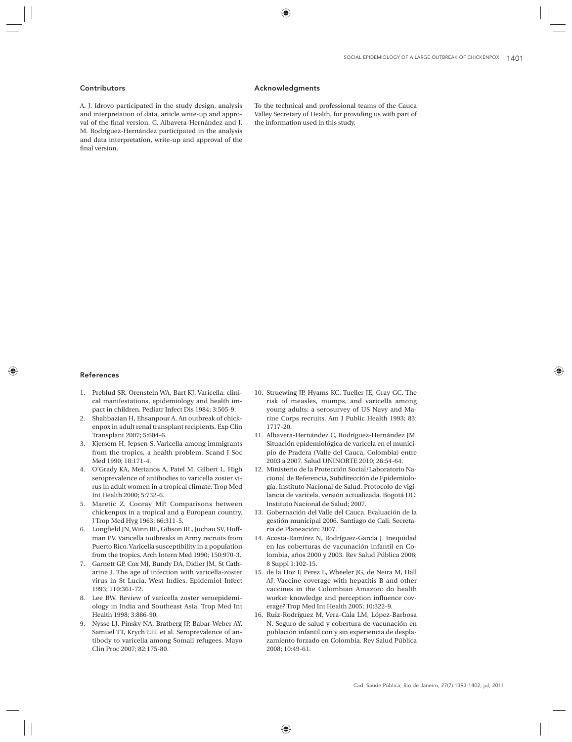## Contributors

A. J. Idrovo participated in the study design, analysis and interpretation of data, article write-up and approval of the final version. C. Albavera-Hernández and J. M. Rodríguez-Hernández participated in the analysis and data interpretation, write-up and approval of the final version.

## Acknowledgments

To the technical and professional teams of the Cauca Valley Secretary of Health, for providing us with part of the information used in this study.

## References

1. Preblud SR, Orenstein WA, Bart KJ. Varicella: clinical manifestations, epidemiology and health impact in children. Pediatr Infect Dis 1984; 3:505-9.
2. Shahbazian H, Ehsanpour A. An outbreak of chickenpox in adult renal transplant recipients. Exp Clin Transplant 2007; 5:604-6.
3. Kjersem H, Jepsen S. Varicella among immigrants from the tropics, a health problem. Scand J Soc Med 1990; 18:171-4.
4. O'Grady KA, Merianos A, Patel M, Gilbert L. High seroprevalence of antibodies to varicella zoster virus in adult women in a tropical climate. Trop Med Int Health 2000; 5:732-6.
5. Maretic Z, Cooray MP. Comparisons between chickenpox in a tropical and a European country. J Trop Med Hyg 1963; 66:311-5.
6. Longfield JN, Winn RE, Gibson RL, Juchau SV, Hoffman PV. Varicella outbreaks in Army recruits from Puerto Rico. Varicella susceptibility in a population from the tropics. Arch Intern Med 1990; 150:970-3.
7. Garnett GP, Cox MJ, Bundy DA, Didier JM, St Catharine J. The age of infection with varicella-zoster virus in St Lucia, West Indies. Epidemiol Infect 1993; 110:361-72.
8. Lee BW. Review of varicella zoster seroepidemiology in India and Southeast Asia. Trop Med Int Health 1998; 3:886-90.
9. Nysse LJ, Pinsky NA, Bratberg JP, Babar-Weber AY, Samuel TT, Krych EH, et al. Seroprevalence of antibody to varicella among Somali refugees. Mayo Clin Proc 2007; 82:175-80.
10. Struewing JP, Hyams KC, Tueller JE, Gray GC. The risk of measles, mumps, and varicella among young adults: a serosurvey of US Navy and Marine Corps recruits. Am J Public Health 1993; 83: 1717-20.
11. Albavera-Hernández C, Rodríguez-Hernández JM. Situación epidemiológica de varicela en el municipio de Pradera (Valle del Cauca, Colombia) entre 2003 a 2007. Salud UNINORTE 2010; 26:54-64.
12. Ministerio de la Protección Social/Laboratorio Nacional de Referencia, Subdirección de Epidemiología, Instituto Nacional de Salud. Protocolo de vigilancia de varicela, versión actualizada. Bogotá DC: Instituto Nacional de Salud; 2007.
13. Gobernación del Valle del Cauca. Evaluación de la gestión municipal 2006. Santiago de Cali: Secretaria de Planeación; 2007.
14. Acosta-Ramírez N, Rodríguez-García J. Inequidad en las coberturas de vacunación infantil en Colombia, años 2000 y 2003. Rev Salud Pública 2006; 8 Suppl 1:102-15.
15. de la Hoz F, Perez L, Wheeler JG, de Neira M, Hall AJ. Vaccine coverage with hepatitis B and other vaccines in the Colombian Amazon: do health worker knowledge and perception influence coverage? Trop Med Int Health 2005; 10:322-9.
16. Ruiz-Rodríguez M, Vera-Cala LM, López-Barbosa N. Seguro de salud y cobertura de vacunación en población infantil con y sin experiencia de desplazamiento forzado en Colombia. Rev Salud Pública 2008; 10:49-61.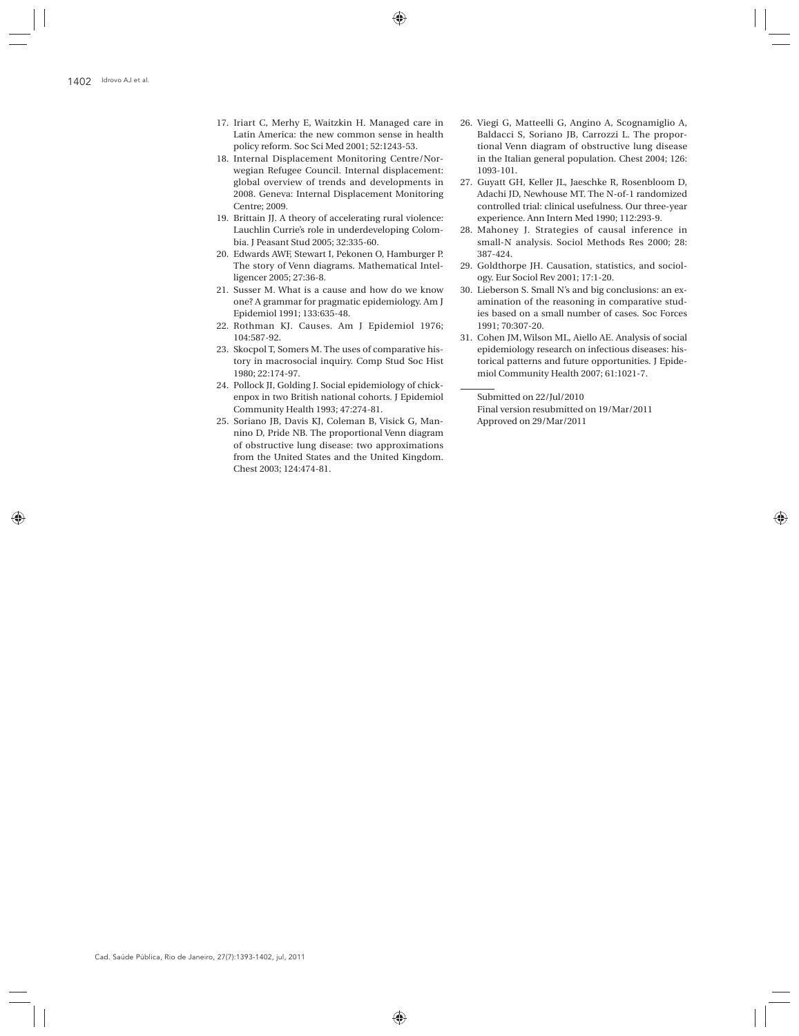17. Iriart C, Merhy E, Waitzkin H. Managed care in Latin America: the new common sense in health policy reform. Soc Sci Med 2001; 52:1243-53.
18. Internal Displacement Monitoring Centre/Norwegian Refugee Council. Internal displacement: global overview of trends and developments in 2008. Geneva: Internal Displacement Monitoring Centre; 2009.
19. Brittain JJ. A theory of accelerating rural violence: Lauchlin Currie's role in underdeveloping Colombia. J Peasant Stud 2005; 32:335-60.
20. Edwards AWF, Stewart I, Pekonen O, Hamburger P. The story of Venn diagrams. Mathematical Intelligencer 2005; 27:36-8.
21. Susser M. What is a cause and how do we know one? A grammar for pragmatic epidemiology. Am J Epidemiol 1991; 133:635-48.
22. Rothman KJ. Causes. Am J Epidemiol 1976; 104:587-92.
23. Skocpol T, Somers M. The uses of comparative history in macrosocial inquiry. Comp Stud Soc Hist 1980; 22:174-97.
24. Pollock JI, Golding J. Social epidemiology of chickenpox in two British national cohorts. J Epidemiol Community Health 1993; 47:274-81.
25. Soriano JB, Davis KJ, Coleman B, Visick G, Mannino D, Pride NB. The proportional Venn diagram of obstructive lung disease: two approximations from the United States and the United Kingdom. Chest 2003; 124:474-81.
26. Viegi G, Matteelli G, Angino A, Scognamiglio A, Baldacci S, Soriano JB, Carrozzi L. The proportional Venn diagram of obstructive lung disease in the Italian general population. Chest 2004; 126: 1093-101.
27. Guyatt GH, Keller JL, Jaeschke R, Rosenbloom D, Adachi JD, Newhouse MT. The N-of-1 randomized controlled trial: clinical usefulness. Our three-year experience. Ann Intern Med 1990; 112:293-9.
28. Mahoney J. Strategies of causal inference in small-N analysis. Sociol Methods Res 2000; 28: 387-424.
29. Goldthorpe JH. Causation, statistics, and sociology. Eur Sociol Rev 2001; 17:1-20.
30. Lieberson S. Small N's and big conclusions: an examination of the reasoning in comparative studies based on a small number of cases. Soc Forces 1991; 70:307-20.
31. Cohen JM, Wilson ML, Aiello AE. Analysis of social epidemiology research on infectious diseases: historical patterns and future opportunities. J Epidemiol Community Health 2007; 61:1021-7.

Submitted on 22/Jul/2010
Final version resubmitted on 19/Mar/2011
Approved on 29/Mar/2011